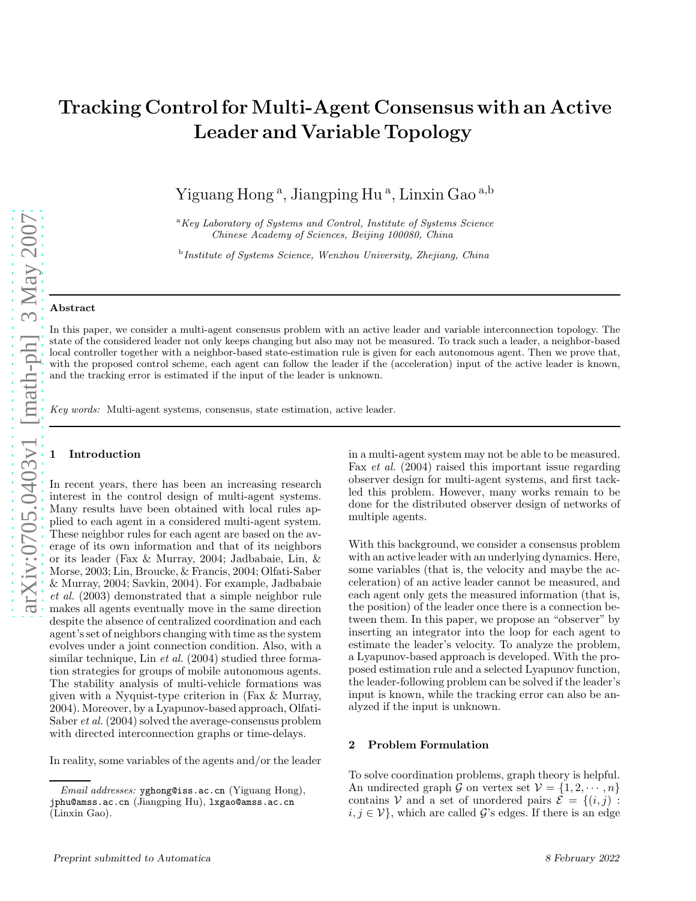# Tracking Control for Multi-Agent Consensus with an Active Leader and Variable Topology

Yiguang Hong [a], Jiangping Hu [a], Linxin Gao [a,b]

[a] *Key Laboratory of Systems and Control, Institute of Systems Science Chinese Academy of Sciences, Beijing 100080, China*

[b] *Institute of Systems Science, Wenzhou University, Zhejiang, China*

---

**Abstract**

In this paper, we consider a multi-agent consensus problem with an active leader and variable interconnection topology. The state of the considered leader not only keeps changing but also may not be measured. To track such a leader, a neighbor-based local controller together with a neighbor-based state-estimation rule is given for each autonomous agent. Then we prove that, with the proposed control scheme, each agent can follow the leader if the (acceleration) input of the active leader is known, and the tracking error is estimated if the input of the leader is unknown.

*Key words:* Multi-agent systems, consensus, state estimation, active leader.

---

## 1 Introduction

In recent years, there has been an increasing research interest in the control design of multi-agent systems. Many results have been obtained with local rules applied to each agent in a considered multi-agent system. These neighbor rules for each agent are based on the average of its own information and that of its neighbors or its leader (Fax & Murray, 2004; Jadbabaie, Lin, & Morse, 2003; Lin, Broucke, & Francis, 2004; Olfati-Saber & Murray, 2004; Savkin, 2004). For example, Jadbabaie *et al.* (2003) demonstrated that a simple neighbor rule makes all agents eventually move in the same direction despite the absence of centralized coordination and each agent's set of neighbors changing with time as the system evolves under a joint connection condition. Also, with a similar technique, Lin *et al.* (2004) studied three formation strategies for groups of mobile autonomous agents. The stability analysis of multi-vehicle formations was given with a Nyquist-type criterion in (Fax & Murray, 2004). Moreover, by a Lyapunov-based approach, Olfati-Saber *et al.* (2004) solved the average-consensus problem with directed interconnection graphs or time-delays.

In reality, some variables of the agents and/or the leader in a multi-agent system may not be able to be measured. Fax *et al.* (2004) raised this important issue regarding observer design for multi-agent systems, and first tackled this problem. However, many works remain to be done for the distributed observer design of networks of multiple agents.

With this background, we consider a consensus problem with an active leader with an underlying dynamics. Here, some variables (that is, the velocity and maybe the acceleration) of an active leader cannot be measured, and each agent only gets the measured information (that is, the position) of the leader once there is a connection between them. In this paper, we propose an "observer" by inserting an integrator into the loop for each agent to estimate the leader's velocity. To analyze the problem, a Lyapunov-based approach is developed. With the proposed estimation rule and a selected Lyapunov function, the leader-following problem can be solved if the leader's input is known, while the tracking error can also be analyzed if the input is unknown.

## 2 Problem Formulation

To solve coordination problems, graph theory is helpful. An undirected graph $\mathcal{G}$ on vertex set $\mathcal{V} = \{1, 2, \cdots, n\}$ contains $\mathcal{V}$ and a set of unordered pairs $\mathcal{E} = \{(i, j) : i, j \in \mathcal{V}\}$, which are called $\mathcal{G}$'s edges. If there is an edge

---

*Email addresses:* yghong@iss.ac.cn (Yiguang Hong), jphu@amss.ac.cn (Jiangping Hu), lxgao@amss.ac.cn (Linxin Gao).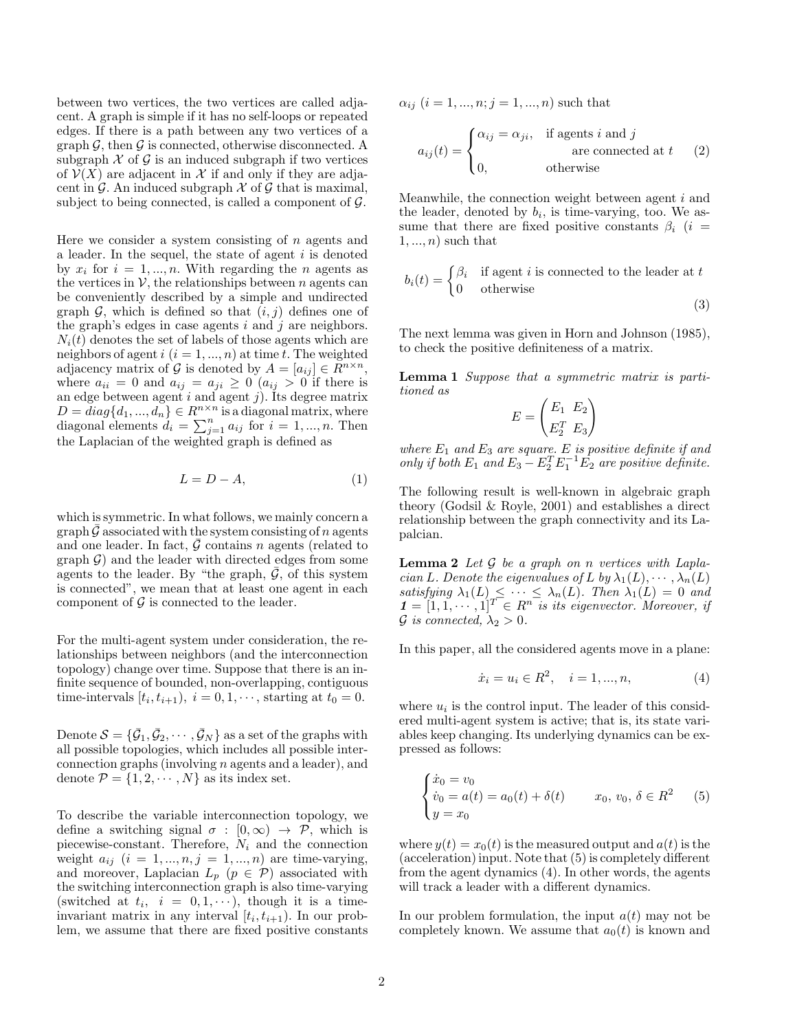between two vertices, the two vertices are called adjacent. A graph is simple if it has no self-loops or repeated edges. If there is a path between any two vertices of a graph $\mathcal{G}$, then $\mathcal{G}$ is connected, otherwise disconnected. A subgraph $\mathcal{X}$ of $\mathcal{G}$ is an induced subgraph if two vertices of $\mathcal{V}(X)$ are adjacent in $\mathcal{X}$ if and only if they are adjacent in $\mathcal{G}$. An induced subgraph $\mathcal{X}$ of $\mathcal{G}$ that is maximal, subject to being connected, is called a component of $\mathcal{G}$.

Here we consider a system consisting of $n$ agents and a leader. In the sequel, the state of agent $i$ is denoted by $x_i$ for $i = 1, ..., n$. With regarding the $n$ agents as the vertices in $\mathcal{V}$, the relationships between $n$ agents can be conveniently described by a simple and undirected graph $\mathcal{G}$, which is defined so that $(i, j)$ defines one of the graph's edges in case agents $i$ and $j$ are neighbors. $N_i(t)$ denotes the set of labels of those agents which are neighbors of agent $i$ $(i = 1, ..., n)$ at time $t$. The weighted adjacency matrix of $\mathcal{G}$ is denoted by $A = [a_{ij}] \in R^{n\times n}$, where $a_{ii} = 0$ and $a_{ij} = a_{ji} \geq 0$ ($a_{ij} > 0$ if there is an edge between agent $i$ and agent $j$). Its degree matrix $D = diag\{d_1, ..., d_n\} \in R^{n\times n}$ is a diagonal matrix, where diagonal elements $d_i = \sum_{j=1}^{n} a_{ij}$ for $i = 1, ..., n$. Then the Laplacian of the weighted graph is defined as

$$L = D - A, \tag{1}$$

which is symmetric. In what follows, we mainly concern a graph $\bar{\mathcal{G}}$ associated with the system consisting of $n$ agents and one leader. In fact, $\bar{\mathcal{G}}$ contains $n$ agents (related to graph $\mathcal{G}$) and the leader with directed edges from some agents to the leader. By "the graph, $\bar{\mathcal{G}}$, of this system is connected", we mean that at least one agent in each component of $\mathcal{G}$ is connected to the leader.

For the multi-agent system under consideration, the relationships between neighbors (and the interconnection topology) change over time. Suppose that there is an infinite sequence of bounded, non-overlapping, contiguous time-intervals $[t_i, t_{i+1})$, $i = 0, 1, \cdots$, starting at $t_0 = 0$.

Denote $\mathcal{S} = \{\bar{\mathcal{G}}_1, \bar{\mathcal{G}}_2, \cdots, \bar{\mathcal{G}}_N\}$ as a set of the graphs with all possible topologies, which includes all possible interconnection graphs (involving $n$ agents and a leader), and denote $\mathcal{P} = \{1, 2, \cdots, N\}$ as its index set.

To describe the variable interconnection topology, we define a switching signal $\sigma : [0, \infty) \to \mathcal{P}$, which is piecewise-constant. Therefore, $N_i$ and the connection weight $a_{ij}$ $(i = 1, ..., n, j = 1, ..., n)$ are time-varying, and moreover, Laplacian $L_p$ $(p \in \mathcal{P})$ associated with the switching interconnection graph is also time-varying (switched at $t_i$, $i = 0, 1, \cdots$), though it is a time-invariant matrix in any interval $[t_i, t_{i+1})$. In our problem, we assume that there are fixed positive constants $\alpha_{ij}$ $(i = 1, ..., n; j = 1, ..., n)$ such that

$$a_{ij}(t) = \begin{cases} \alpha_{ij} = \alpha_{ji}, & \text{if agents } i \text{ and } j \\ & \quad \text{are connected at } t \\ 0, & \text{otherwise} \end{cases} \tag{2}$$

Meanwhile, the connection weight between agent $i$ and the leader, denoted by $b_i$, is time-varying, too. We assume that there are fixed positive constants $\beta_i$ $(i = 1, ..., n)$ such that

$$b_i(t) = \begin{cases} \beta_i & \text{if agent } i \text{ is connected to the leader at } t \\ 0 & \text{otherwise} \end{cases} \tag{3}$$

The next lemma was given in Horn and Johnson (1985), to check the positive definiteness of a matrix.

**Lemma 1** *Suppose that a symmetric matrix is partitioned as*

$$E = \begin{pmatrix} E_1 & E_2 \\ E_2^T & E_3 \end{pmatrix}$$

*where $E_1$ and $E_3$ are square. $E$ is positive definite if and only if both $E_1$ and $E_3 - E_2^T E_1^{-1} E_2$ are positive definite.*

The following result is well-known in algebraic graph theory (Godsil & Royle, 2001) and establishes a direct relationship between the graph connectivity and its Lapalcian.

**Lemma 2** *Let $\mathcal{G}$ be a graph on $n$ vertices with Laplacian $L$. Denote the eigenvalues of $L$ by $\lambda_1(L), \cdots, \lambda_n(L)$ satisfying $\lambda_1(L) \leq \cdots \leq \lambda_n(L)$. Then $\lambda_1(L) = 0$ and $\mathbf{1} = [1, 1, \cdots, 1]^T \in R^n$ is its eigenvector. Moreover, if $\mathcal{G}$ is connected, $\lambda_2 > 0$.*

In this paper, all the considered agents move in a plane:

$$\dot{x}_i = u_i \in R^2, \quad i = 1, ..., n, \tag{4}$$

where $u_i$ is the control input. The leader of this considered multi-agent system is active; that is, its state variables keep changing. Its underlying dynamics can be expressed as follows:

$$\begin{cases} \dot{x}_0 = v_0 \\ \dot{v}_0 = a(t) = a_0(t) + \delta(t) \qquad x_0,\ v_0,\ \delta \in R^2 \\ y = x_0 \end{cases} \tag{5}$$

where $y(t) = x_0(t)$ is the measured output and $a(t)$ is the (acceleration) input. Note that (5) is completely different from the agent dynamics (4). In other words, the agents will track a leader with a different dynamics.

In our problem formulation, the input $a(t)$ may not be completely known. We assume that $a_0(t)$ is known and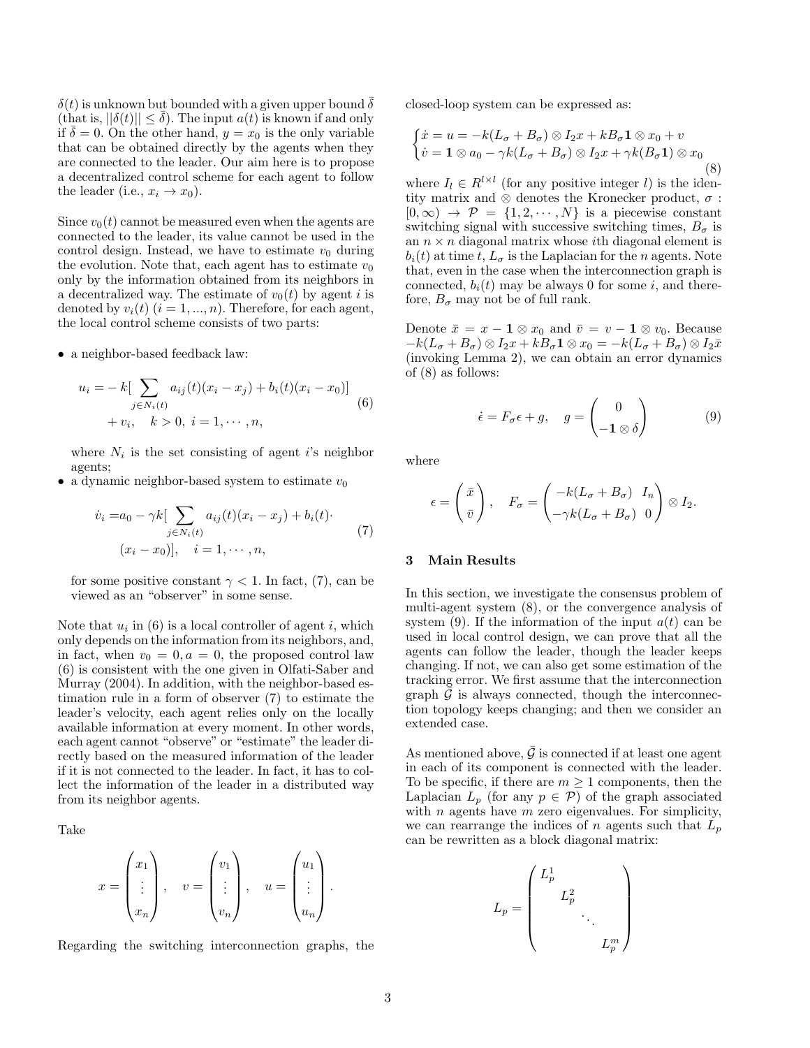$\delta(t)$ is unknown but bounded with a given upper bound $\bar{\delta}$ (that is, $||\delta(t)|| \le \bar{\delta}$). The input $a(t)$ is known if and only if $\bar{\delta} = 0$. On the other hand, $y = x_0$ is the only variable that can be obtained directly by the agents when they are connected to the leader. Our aim here is to propose a decentralized control scheme for each agent to follow the leader (i.e., $x_i \to x_0$).

Since $v_0(t)$ cannot be measured even when the agents are connected to the leader, its value cannot be used in the control design. Instead, we have to estimate $v_0$ during the evolution. Note that, each agent has to estimate $v_0$ only by the information obtained from its neighbors in a decentralized way. The estimate of $v_0(t)$ by agent $i$ is denoted by $v_i(t)$ ($i = 1, ..., n$). Therefore, for each agent, the local control scheme consists of two parts:

- a neighbor-based feedback law:

$$
\begin{aligned}
u_i = &- k[\sum_{j \in N_i(t)} a_{ij}(t)(x_i - x_j) + b_i(t)(x_i - x_0)] \\
&+ v_i, \quad k > 0, \; i = 1, \cdots, n,
\end{aligned} \tag{6}
$$

  where $N_i$ is the set consisting of agent $i$'s neighbor agents;
- a dynamic neighbor-based system to estimate $v_0$

$$
\begin{aligned}
\dot{v}_i =& a_0 - \gamma k[\sum_{j \in N_i(t)} a_{ij}(t)(x_i - x_j) + b_i(t) \cdot \\
&(x_i - x_0)], \quad i = 1, \cdots, n,
\end{aligned} \tag{7}
$$

  for some positive constant $\gamma < 1$. In fact, (7), can be viewed as an "observer" in some sense.

Note that $u_i$ in (6) is a local controller of agent $i$, which only depends on the information from its neighbors, and, in fact, when $v_0 = 0, a = 0$, the proposed control law (6) is consistent with the one given in Olfati-Saber and Murray (2004). In addition, with the neighbor-based estimation rule in a form of observer (7) to estimate the leader's velocity, each agent relies only on the locally available information at every moment. In other words, each agent cannot "observe" or "estimate" the leader directly based on the measured information of the leader if it is not connected to the leader. In fact, it has to collect the information of the leader in a distributed way from its neighbor agents.

Take

$$
x = \begin{pmatrix} x_1 \\ \vdots \\ x_n \end{pmatrix}, \quad v = \begin{pmatrix} v_1 \\ \vdots \\ v_n \end{pmatrix}, \quad u = \begin{pmatrix} u_1 \\ \vdots \\ u_n \end{pmatrix}.
$$

Regarding the switching interconnection graphs, the closed-loop system can be expressed as:

$$
\begin{cases}
\dot{x} = u = -k(L_\sigma + B_\sigma) \otimes I_2 x + kB_\sigma \mathbf{1} \otimes x_0 + v \\
\dot{v} = \mathbf{1} \otimes a_0 - \gamma k(L_\sigma + B_\sigma) \otimes I_2 x + \gamma k(B_\sigma \mathbf{1}) \otimes x_0
\end{cases} \tag{8}
$$

where $I_l \in R^{l \times l}$ (for any positive integer $l$) is the identity matrix and $\otimes$ denotes the Kronecker product, $\sigma : [0, \infty) \to \mathcal{P} = \{1, 2, \cdots, N\}$ is a piecewise constant switching signal with successive switching times, $B_\sigma$ is an $n \times n$ diagonal matrix whose $i$th diagonal element is $b_i(t)$ at time $t$, $L_\sigma$ is the Laplacian for the $n$ agents. Note that, even in the case when the interconnection graph is connected, $b_i(t)$ may be always 0 for some $i$, and therefore, $B_\sigma$ may not be of full rank.

Denote $\bar{x} = x - \mathbf{1} \otimes x_0$ and $\bar{v} = v - \mathbf{1} \otimes v_0$. Because $-k(L_\sigma + B_\sigma) \otimes I_2 x + kB_\sigma \mathbf{1} \otimes x_0 = -k(L_\sigma + B_\sigma) \otimes I_2 \bar{x}$ (invoking Lemma 2), we can obtain an error dynamics of (8) as follows:

$$
\dot{\epsilon} = F_\sigma \epsilon + g, \quad g = \begin{pmatrix} 0 \\ -\mathbf{1} \otimes \delta \end{pmatrix} \tag{9}
$$

where

$$
\epsilon = \begin{pmatrix} \bar{x} \\ \bar{v} \end{pmatrix}, \quad F_\sigma = \begin{pmatrix} -k(L_\sigma + B_\sigma) & I_n \\ -\gamma k(L_\sigma + B_\sigma) & 0 \end{pmatrix} \otimes I_2.
$$

## 3 Main Results

In this section, we investigate the consensus problem of multi-agent system (8), or the convergence analysis of system (9). If the information of the input $a(t)$ can be used in local control design, we can prove that all the agents can follow the leader, though the leader keeps changing. If not, we can also get some estimation of the tracking error. We first assume that the interconnection graph $\bar{\mathcal{G}}$ is always connected, though the interconnection topology keeps changing; and then we consider an extended case.

As mentioned above, $\bar{\mathcal{G}}$ is connected if at least one agent in each of its component is connected with the leader. To be specific, if there are $m \ge 1$ components, then the Laplacian $L_p$ (for any $p \in \mathcal{P}$) of the graph associated with $n$ agents have $m$ zero eigenvalues. For simplicity, we can rearrange the indices of $n$ agents such that $L_p$ can be rewritten as a block diagonal matrix:

$$
L_p = \begin{pmatrix} L_p^1 & & & \\ & L_p^2 & & \\ & & \ddots & \\ & & & L_p^m \end{pmatrix}
$$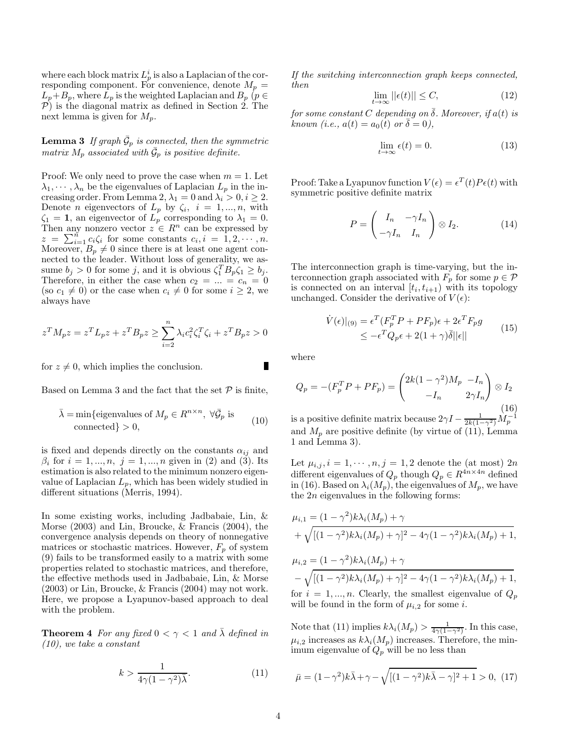where each block matrix $L_p^i$ is also a Laplacian of the corresponding component. For convenience, denote $M_p = L_p + B_p$, where $L_p$ is the weighted Laplacian and $B_p$ ($p \in \mathcal{P}$) is the diagonal matrix as defined in Section 2. The next lemma is given for $M_p$.

**Lemma 3** *If graph $\bar{\mathcal{G}}_p$ is connected, then the symmetric matrix $M_p$ associated with $\bar{\mathcal{G}}_p$ is positive definite.*

Proof: We only need to prove the case when $m = 1$. Let $\lambda_1, \cdots, \lambda_n$ be the eigenvalues of Laplacian $L_p$ in the increasing order. From Lemma 2, $\lambda_1 = 0$ and $\lambda_i > 0, i \geq 2$. Denote $n$ eigenvectors of $L_p$ by $\zeta_i$, $i = 1, ..., n$, with $\zeta_1 = \mathbf{1}$, an eigenvector of $L_p$ corresponding to $\lambda_1 = 0$. Then any nonzero vector $z \in R^n$ can be expressed by $z = \sum_{i=1}^{n} c_i \zeta_i$ for some constants $c_i, i = 1, 2, \cdots, n$. Moreover, $B_p \neq 0$ since there is at least one agent connected to the leader. Without loss of generality, we assume $b_j > 0$ for some $j$, and it is obvious $\zeta_1^T B_p \zeta_1 \geq b_j$. Therefore, in either the case when $c_2 = ... = c_n = 0$ (so $c_1 \neq 0$) or the case when $c_i \neq 0$ for some $i \geq 2$, we always have

$$z^T M_p z = z^T L_p z + z^T B_p z \geq \sum_{i=2}^{n} \lambda_i c_i^2 \zeta_i^T \zeta_i + z^T B_p z > 0$$

for $z \neq 0$, which implies the conclusion. ∎

Based on Lemma 3 and the fact that the set $\mathcal{P}$ is finite,

$$\bar{\lambda} = \min\{\text{eigenvalues of } M_p \in R^{n \times n},\ \forall \bar{\mathcal{G}}_p \text{ is connected}\} > 0, \tag{10}$$

is fixed and depends directly on the constants $\alpha_{ij}$ and $\beta_i$ for $i = 1, ..., n$, $j = 1, ..., n$ given in (2) and (3). Its estimation is also related to the minimum nonzero eigenvalue of Laplacian $L_p$, which has been widely studied in different situations (Merris, 1994).

In some existing works, including Jadbabaie, Lin, & Morse (2003) and Lin, Broucke, & Francis (2004), the convergence analysis depends on theory of nonnegative matrices or stochastic matrices. However, $F_p$ of system (9) fails to be transformed easily to a matrix with some properties related to stochastic matrices, and therefore, the effective methods used in Jadbabaie, Lin, & Morse (2003) or Lin, Broucke, & Francis (2004) may not work. Here, we propose a Lyapunov-based approach to deal with the problem.

**Theorem 4** *For any fixed $0 < \gamma < 1$ and $\bar{\lambda}$ defined in (10), we take a constant*

$$k > \frac{1}{4\gamma(1-\gamma^2)\bar{\lambda}}. \tag{11}$$

*If the switching interconnection graph keeps connected, then*

$$\lim_{t\to\infty} ||\epsilon(t)|| \leq C, \tag{12}$$

*for some constant $C$ depending on $\bar{\delta}$. Moreover, if $a(t)$ is known (i.e., $a(t) = a_0(t)$ or $\bar{\delta} = 0$),*

$$\lim_{t\to\infty} \epsilon(t) = 0. \tag{13}$$

Proof: Take a Lyapunov function $V(\epsilon) = \epsilon^T(t) P \epsilon(t)$ with symmetric positive definite matrix

$$P = \begin{pmatrix} I_n & -\gamma I_n \\ -\gamma I_n & I_n \end{pmatrix} \otimes I_2. \tag{14}$$

The interconnection graph is time-varying, but the interconnection graph associated with $F_p$ for some $p \in \mathcal{P}$ is connected on an interval $[t_i, t_{i+1})$ with its topology unchanged. Consider the derivative of $V(\epsilon)$:

$$\begin{aligned} \dot{V}(\epsilon)|_{(9)} &= \epsilon^T(F_p^T P + P F_p)\epsilon + 2\epsilon^T F_p g \\ &\leq -\epsilon^T Q_p \epsilon + 2(1+\gamma)\bar{\delta}||\epsilon|| \end{aligned} \tag{15}$$

where

$$Q_p = -(F_p^T P + P F_p) = \begin{pmatrix} 2k(1-\gamma^2)M_p & -I_n \\ -I_n & 2\gamma I_n \end{pmatrix} \otimes I_2 \tag{16}$$

is a positive definite matrix because $2\gamma I - \frac{1}{2k(1-\gamma^2)} M_p^{-1}$ and $M_p$ are positive definite (by virtue of (11), Lemma 1 and Lemma 3).

Let $\mu_{i,j}, i = 1, \cdots, n, j = 1, 2$ denote the (at most) $2n$ different eigenvalues of $Q_p$ though $Q_p \in R^{4n \times 4n}$ defined in (16). Based on $\lambda_i(M_p)$, the eigenvalues of $M_p$, we have the $2n$ eigenvalues in the following forms:

$$\mu_{i,1} = (1-\gamma^2)k\lambda_i(M_p) + \gamma + \sqrt{[(1-\gamma^2)k\lambda_i(M_p) + \gamma]^2 - 4\gamma(1-\gamma^2)k\lambda_i(M_p) + 1},$$

$$\mu_{i,2} = (1-\gamma^2)k\lambda_i(M_p) + \gamma - \sqrt{[(1-\gamma^2)k\lambda_i(M_p) + \gamma]^2 - 4\gamma(1-\gamma^2)k\lambda_i(M_p) + 1},$$

for $i = 1, ..., n$. Clearly, the smallest eigenvalue of $Q_p$ will be found in the form of $\mu_{i,2}$ for some $i$.

Note that (11) implies $k\lambda_i(M_p) > \frac{1}{4\gamma(1-\gamma^2)}$. In this case, $\mu_{i,2}$ increases as $k\lambda_i(M_p)$ increases. Therefore, the minimum eigenvalue of $Q_p$ will be no less than

$$\bar{\mu} = (1-\gamma^2)k\bar{\lambda} + \gamma - \sqrt{[(1-\gamma^2)k\bar{\lambda} - \gamma]^2 + 1} > 0, \tag{17}$$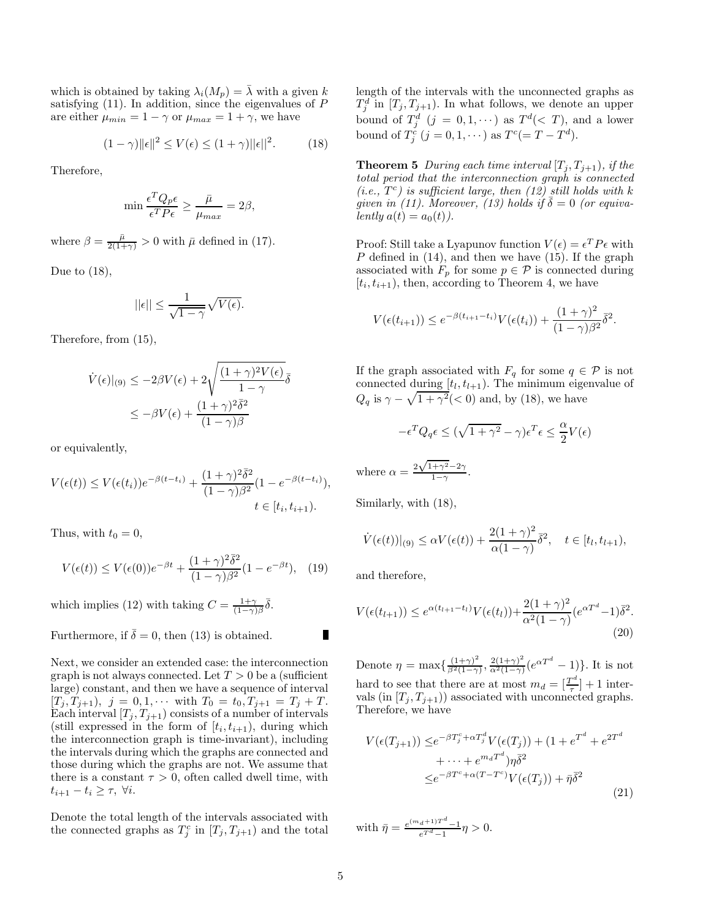which is obtained by taking $\lambda_i(M_p) = \bar{\lambda}$ with a given $k$ satisfying (11). In addition, since the eigenvalues of $P$ are either $\mu_{min} = 1-\gamma$ or $\mu_{max} = 1+\gamma$, we have

$$(1-\gamma)\|\epsilon\|^2 \le V(\epsilon) \le (1+\gamma)\|\epsilon\|^2. \tag{18}$$

Therefore,

$$\min \frac{\epsilon^T Q_p \epsilon}{\epsilon^T P \epsilon} \ge \frac{\bar{\mu}}{\mu_{max}} = 2\beta,$$

where $\beta = \frac{\bar{\mu}}{2(1+\gamma)} > 0$ with $\bar{\mu}$ defined in (17).

Due to (18),

$$\|\epsilon\| \le \frac{1}{\sqrt{1-\gamma}}\sqrt{V(\epsilon)}.$$

Therefore, from (15),

$$\begin{aligned}\dot{V}(\epsilon)|_{(9)} &\le -2\beta V(\epsilon) + 2\sqrt{\frac{(1+\gamma)^2 V(\epsilon)}{1-\gamma}}\bar{\delta} \\ &\le -\beta V(\epsilon) + \frac{(1+\gamma)^2\bar{\delta}^2}{(1-\gamma)\beta}\end{aligned}$$

or equivalently,

$$V(\epsilon(t)) \le V(\epsilon(t_i))e^{-\beta(t-t_i)} + \frac{(1+\gamma)^2\bar{\delta}^2}{(1-\gamma)\beta^2}(1-e^{-\beta(t-t_i)}), \quad t\in[t_i,t_{i+1}).$$

Thus, with $t_0 = 0$,

$$V(\epsilon(t)) \le V(\epsilon(0))e^{-\beta t} + \frac{(1+\gamma)^2\bar{\delta}^2}{(1-\gamma)\beta^2}(1-e^{-\beta t}), \tag{19}$$

which implies (12) with taking $C = \frac{1+\gamma}{(1-\gamma)\beta}\bar{\delta}$.

Furthermore, if $\bar{\delta} = 0$, then (13) is obtained. ∎

Next, we consider an extended case: the interconnection graph is not always connected. Let $T > 0$ be a (sufficient large) constant, and then we have a sequence of interval $[T_j, T_{j+1}),\ j = 0, 1, \cdots$ with $T_0 = t_0, T_{j+1} = T_j + T$. Each interval $[T_j, T_{j+1})$ consists of a number of intervals (still expressed in the form of $[t_i, t_{i+1})$, during which the interconnection graph is time-invariant), including the intervals during which the graphs are connected and those during which the graphs are not. We assume that there is a constant $\tau > 0$, often called dwell time, with $t_{i+1} - t_i \ge \tau,\ \forall i$.

Denote the total length of the intervals associated with the connected graphs as $T_j^c$ in $[T_j, T_{j+1})$ and the total length of the intervals with the unconnected graphs as $T_j^d$ in $[T_j, T_{j+1})$. In what follows, we denote an upper bound of $T_j^d$ $(j = 0, 1, \cdots)$ as $T^d (< T)$, and a lower bound of $T_j^c$ $(j = 0, 1, \cdots)$ as $T^c (= T - T^d)$.

**Theorem 5** *During each time interval $[T_j, T_{j+1})$, if the total period that the interconnection graph is connected (i.e., $T^c$) is sufficient large, then (12) still holds with $k$ given in (11). Moreover, (13) holds if $\bar{\delta} = 0$ (or equivalently $a(t) = a_0(t)$).*

Proof: Still take a Lyapunov function $V(\epsilon) = \epsilon^T P \epsilon$ with $P$ defined in (14), and then we have (15). If the graph associated with $F_p$ for some $p \in \mathcal{P}$ is connected during $[t_i, t_{i+1})$, then, according to Theorem 4, we have

$$V(\epsilon(t_{i+1})) \le e^{-\beta(t_{i+1}-t_i)}V(\epsilon(t_i)) + \frac{(1+\gamma)^2}{(1-\gamma)\beta^2}\bar{\delta}^2.$$

If the graph associated with $F_q$ for some $q \in \mathcal{P}$ is not connected during $[t_l, t_{l+1})$. The minimum eigenvalue of $Q_q$ is $\gamma - \sqrt{1+\gamma^2} (< 0)$ and, by (18), we have

$$-\epsilon^T Q_q \epsilon \le (\sqrt{1+\gamma^2} - \gamma)\epsilon^T\epsilon \le \frac{\alpha}{2}V(\epsilon)$$

where $\alpha = \frac{2\sqrt{1+\gamma^2}-2\gamma}{1-\gamma}$.

Similarly, with (18),

$$\dot{V}(\epsilon(t))|_{(9)} \le \alpha V(\epsilon(t)) + \frac{2(1+\gamma)^2}{\alpha(1-\gamma)}\bar{\delta}^2, \quad t\in[t_l, t_{l+1}),$$

and therefore,

$$V(\epsilon(t_{l+1})) \le e^{\alpha(t_{l+1}-t_l)}V(\epsilon(t_l)) + \frac{2(1+\gamma)^2}{\alpha^2(1-\gamma)}(e^{\alpha T^d} - 1)\bar{\delta}^2. \tag{20}$$

Denote $\eta = \max\{\frac{(1+\gamma)^2}{\beta^2(1-\gamma)}, \frac{2(1+\gamma)^2}{\alpha^2(1-\gamma)}(e^{\alpha T^d} - 1)\}$. It is not hard to see that there are at most $m_d = [\frac{T^d}{\tau}] + 1$ intervals (in $[T_j, T_{j+1})$) associated with unconnected graphs. Therefore, we have

$$\begin{aligned}V(\epsilon(T_{j+1})) &\le e^{-\beta T_j^c + \alpha T_j^d}V(\epsilon(T_j)) + (1 + e^{T^d} + e^{2T^d} \\ &\quad + \cdots + e^{m_d T^d})\eta\bar{\delta}^2 \\ &\le e^{-\beta T^c + \alpha(T - T^c)}V(\epsilon(T_j)) + \bar{\eta}\bar{\delta}^2\end{aligned} \tag{21}$$

with $\bar{\eta} = \frac{e^{(m_d+1)T^d} - 1}{e^{T^d} - 1}\eta > 0$.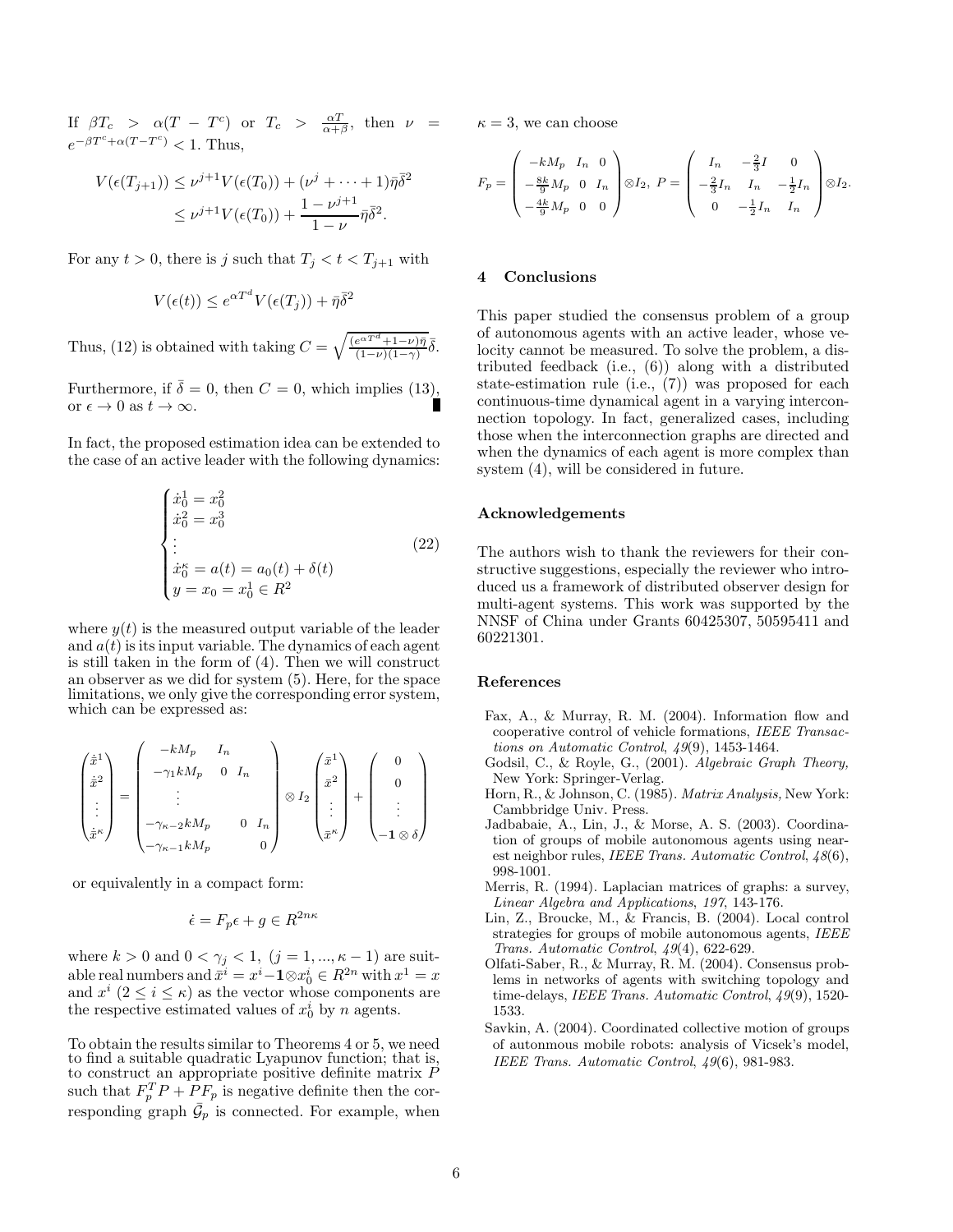If $\beta T_c > \alpha(T - T^c)$ or $T_c > \frac{\alpha T}{\alpha+\beta}$, then $\nu = e^{-\beta T^c + \alpha(T-T^c)} < 1$. Thus,

$$
\begin{aligned}
V(\epsilon(T_{j+1})) &\leq \nu^{j+1} V(\epsilon(T_0)) + (\nu^j + \cdots + 1)\bar{\eta}\bar{\delta}^2 \\
&\leq \nu^{j+1} V(\epsilon(T_0)) + \frac{1-\nu^{j+1}}{1-\nu}\bar{\eta}\bar{\delta}^2.
\end{aligned}
$$

For any $t > 0$, there is $j$ such that $T_j < t < T_{j+1}$ with

$$
V(\epsilon(t)) \leq e^{\alpha T^d} V(\epsilon(T_j)) + \bar{\eta}\bar{\delta}^2
$$

Thus, (12) is obtained with taking $C = \sqrt{\frac{(e^{\alpha T^d}+1-\nu)\bar{\eta}}{(1-\nu)(1-\gamma)}}\bar{\delta}$.

Furthermore, if $\bar{\delta} = 0$, then $C = 0$, which implies (13), or $\epsilon \to 0$ as $t \to \infty$. ∎

In fact, the proposed estimation idea can be extended to the case of an active leader with the following dynamics:

$$
\begin{cases}
\dot{x}_0^1 = x_0^2 \\
\dot{x}_0^2 = x_0^3 \\
\vdots \\
\dot{x}_0^\kappa = a(t) = a_0(t) + \delta(t) \\
y = x_0 = x_0^1 \in R^2
\end{cases}
\tag{22}
$$

where $y(t)$ is the measured output variable of the leader and $a(t)$ is its input variable. The dynamics of each agent is still taken in the form of (4). Then we will construct an observer as we did for system (5). Here, for the space limitations, we only give the corresponding error system, which can be expressed as:

$$
\begin{pmatrix} \dot{\bar{x}}^1 \\ \dot{\bar{x}}^2 \\ \vdots \\ \dot{\bar{x}}^\kappa \end{pmatrix}
=
\begin{pmatrix}
-kM_p & I_n & & \\
-\gamma_1 k M_p & 0 & I_n & \\
\vdots & & & \\
-\gamma_{\kappa-2} k M_p & & 0 & I_n \\
-\gamma_{\kappa-1} k M_p & & & 0
\end{pmatrix}
\otimes I_2
\begin{pmatrix} \bar{x}^1 \\ \bar{x}^2 \\ \vdots \\ \bar{x}^\kappa \end{pmatrix}
+
\begin{pmatrix} 0 \\ 0 \\ \vdots \\ -\mathbf{1} \otimes \delta \end{pmatrix}
$$

or equivalently in a compact form:

$$
\dot{\epsilon} = F_p \epsilon + g \in R^{2n\kappa}
$$

where $k > 0$ and $0 < \gamma_j < 1$, $(j = 1, ..., \kappa - 1)$ are suitable real numbers and $\bar{x}^i = x^i - \mathbf{1} \otimes x_0^i \in R^{2n}$ with $x^1 = x$ and $x^i$ $(2 \leq i \leq \kappa)$ as the vector whose components are the respective estimated values of $x_0^i$ by $n$ agents.

To obtain the results similar to Theorems 4 or 5, we need to find a suitable quadratic Lyapunov function; that is, to construct an appropriate positive definite matrix $P$ such that $F_p^T P + P F_p$ is negative definite then the corresponding graph $\bar{\mathcal{G}}_p$ is connected. For example, when $\kappa = 3$, we can choose

$$
F_p = \begin{pmatrix}
-kM_p & I_n & 0 \\
-\frac{8k}{9} M_p & 0 & I_n \\
-\frac{4k}{9} M_p & 0 & 0
\end{pmatrix} \otimes I_2, \;
P = \begin{pmatrix}
I_n & -\frac{2}{3} I & 0 \\
-\frac{2}{3} I_n & I_n & -\frac{1}{2} I_n \\
0 & -\frac{1}{2} I_n & I_n
\end{pmatrix} \otimes I_2.
$$

## 4 Conclusions

This paper studied the consensus problem of a group of autonomous agents with an active leader, whose velocity cannot be measured. To solve the problem, a distributed feedback (i.e., (6)) along with a distributed state-estimation rule (i.e., (7)) was proposed for each continuous-time dynamical agent in a varying interconnection topology. In fact, generalized cases, including those when the interconnection graphs are directed and when the dynamics of each agent is more complex than system (4), will be considered in future.

## Acknowledgements

The authors wish to thank the reviewers for their constructive suggestions, especially the reviewer who introduced us a framework of distributed observer design for multi-agent systems. This work was supported by the NNSF of China under Grants 60425307, 50595411 and 60221301.

## References

Fax, A., & Murray, R. M. (2004). Information flow and cooperative control of vehicle formations, *IEEE Transactions on Automatic Control*, *49*(9), 1453-1464.

Godsil, C., & Royle, G., (2001). *Algebraic Graph Theory,* New York: Springer-Verlag.

Horn, R., & Johnson, C. (1985). *Matrix Analysis,* New York: Cambbridge Univ. Press.

Jadbabaie, A., Lin, J., & Morse, A. S. (2003). Coordination of groups of mobile autonomous agents using nearest neighbor rules, *IEEE Trans. Automatic Control*, *48*(6), 998-1001.

Merris, R. (1994). Laplacian matrices of graphs: a survey, *Linear Algebra and Applications*, *197*, 143-176.

Lin, Z., Broucke, M., & Francis, B. (2004). Local control strategies for groups of mobile autonomous agents, *IEEE Trans. Automatic Control*, *49*(4), 622-629.

Olfati-Saber, R., & Murray, R. M. (2004). Consensus problems in networks of agents with switching topology and time-delays, *IEEE Trans. Automatic Control*, *49*(9), 1520-1533.

Savkin, A. (2004). Coordinated collective motion of groups of autonmous mobile robots: analysis of Vicsek's model, *IEEE Trans. Automatic Control*, *49*(6), 981-983.